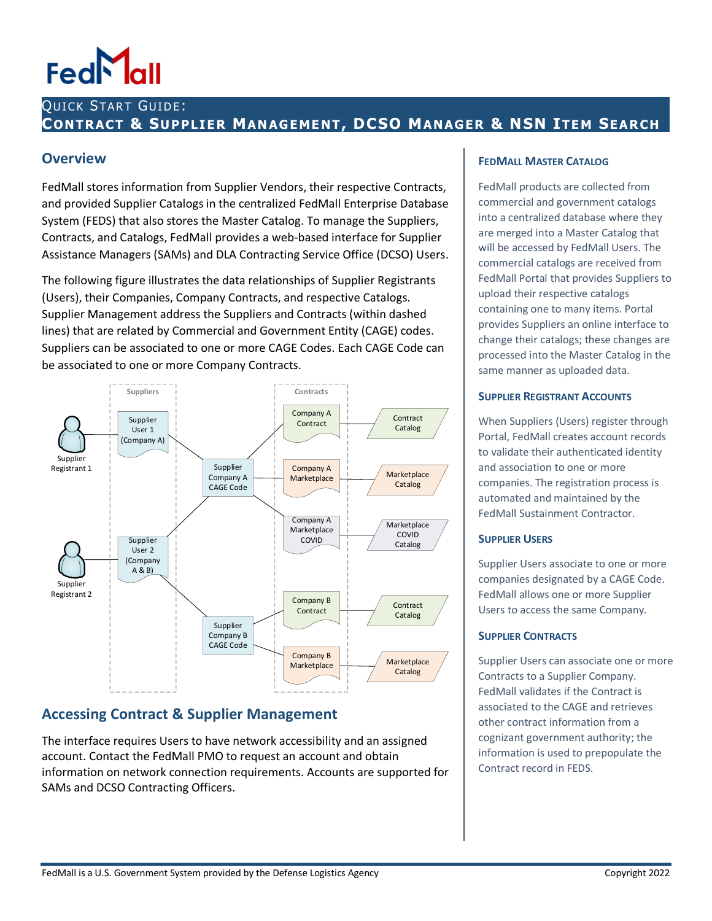# FedMall

## Quick Start Guide:
## Contract & Supplier Management, DCSO Manager & NSN Item Search

## Overview

FedMall stores information from Supplier Vendors, their respective Contracts, and provided Supplier Catalogs in the centralized FedMall Enterprise Database System (FEDS) that also stores the Master Catalog. To manage the Suppliers, Contracts, and Catalogs, FedMall provides a web-based interface for Supplier Assistance Managers (SAMs) and DLA Contracting Service Office (DCSO) Users.

The following figure illustrates the data relationships of Supplier Registrants (Users), their Companies, Company Contracts, and respective Catalogs. Supplier Management address the Suppliers and Contracts (within dashed lines) that are related by Commercial and Government Entity (CAGE) codes. Suppliers can be associated to one or more CAGE Codes. Each CAGE Code can be associated to one or more Company Contracts.

## Accessing Contract & Supplier Management

The interface requires Users to have network accessibility and an assigned account. Contact the FedMall PMO to request an account and obtain information on network connection requirements. Accounts are supported for SAMs and DCSO Contracting Officers.

### FedMall Master Catalog

FedMall products are collected from commercial and government catalogs into a centralized database where they are merged into a Master Catalog that will be accessed by FedMall Users. The commercial catalogs are received from FedMall Portal that provides Suppliers to upload their respective catalogs containing one to many items. Portal provides Suppliers an online interface to change their catalogs; these changes are processed into the Master Catalog in the same manner as uploaded data.

### Supplier Registrant Accounts

When Suppliers (Users) register through Portal, FedMall creates account records to validate their authenticated identity and association to one or more companies. The registration process is automated and maintained by the FedMall Sustainment Contractor.

### Supplier Users

Supplier Users associate to one or more companies designated by a CAGE Code. FedMall allows one or more Supplier Users to access the same Company.

### Supplier Contracts

Supplier Users can associate one or more Contracts to a Supplier Company. FedMall validates if the Contract is associated to the CAGE and retrieves other contract information from a cognizant government authority; the information is used to prepopulate the Contract record in FEDS.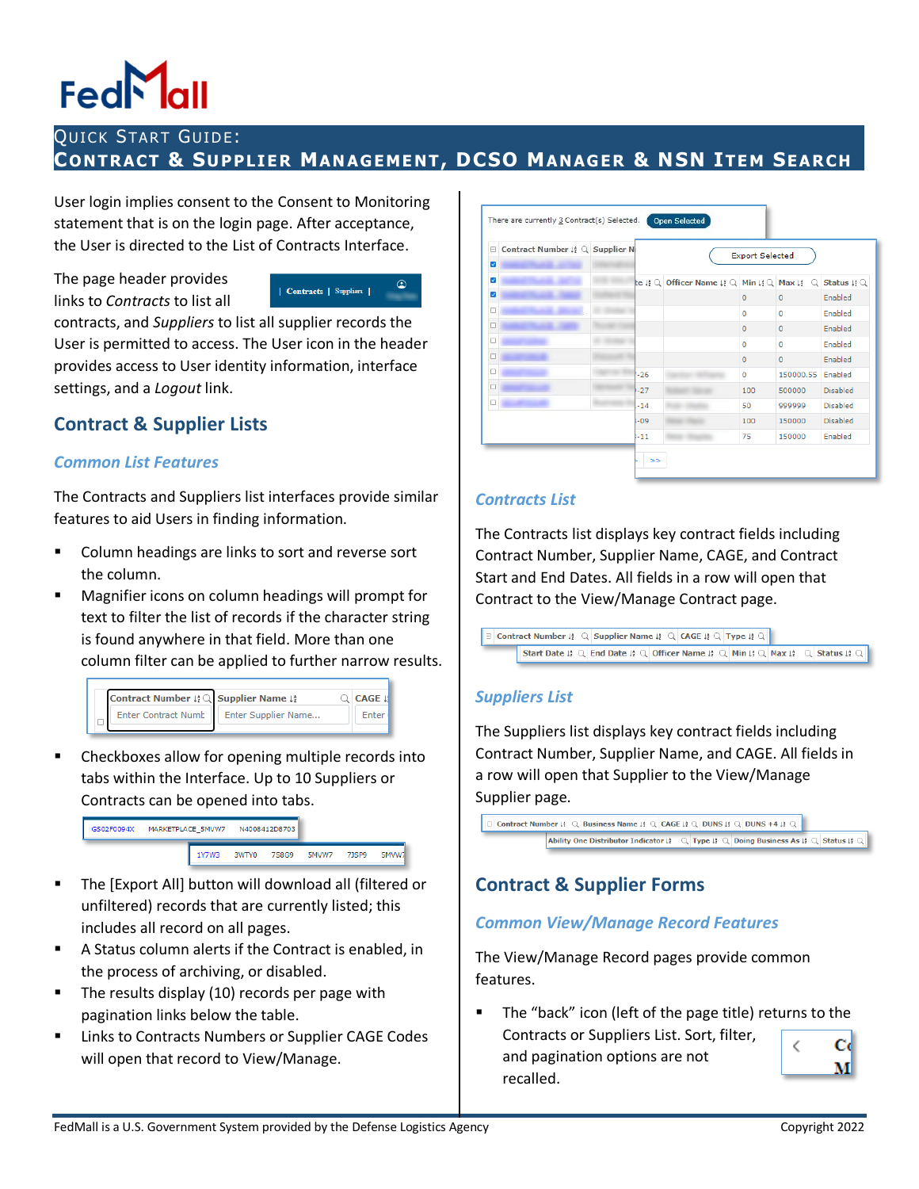# Quick Start Guide: Contract & Supplier Management, DCSO Manager & NSN Item Search

User login implies consent to the Consent to Monitoring statement that is on the login page. After acceptance, the User is directed to the List of Contracts Interface.

The page header provides links to *Contracts* to list all contracts, and *Suppliers* to list all supplier records the User is permitted to access. The User icon in the header provides access to User identity information, interface settings, and a *Logout* link.

## Contract & Supplier Lists

### *Common List Features*

The Contracts and Suppliers list interfaces provide similar features to aid Users in finding information.

- Column headings are links to sort and reverse sort the column.
- Magnifier icons on column headings will prompt for text to filter the list of records if the character string is found anywhere in that field. More than one column filter can be applied to further narrow results.
- Checkboxes allow for opening multiple records into tabs within the Interface. Up to 10 Suppliers or Contracts can be opened into tabs.
- The [Export All] button will download all (filtered or unfiltered) records that are currently listed; this includes all record on all pages.
- A Status column alerts if the Contract is enabled, in the process of archiving, or disabled.
- The results display (10) records per page with pagination links below the table.
- Links to Contracts Numbers or Supplier CAGE Codes will open that record to View/Manage.

### *Contracts List*

The Contracts list displays key contract fields including Contract Number, Supplier Name, CAGE, and Contract Start and End Dates. All fields in a row will open that Contract to the View/Manage Contract page.

### *Suppliers List*

The Suppliers list displays key contract fields including Contract Number, Supplier Name, and CAGE. All fields in a row will open that Supplier to the View/Manage Supplier page.

## Contract & Supplier Forms

### *Common View/Manage Record Features*

The View/Manage Record pages provide common features.

- The "back" icon (left of the page title) returns to the Contracts or Suppliers List. Sort, filter, and pagination options are not recalled.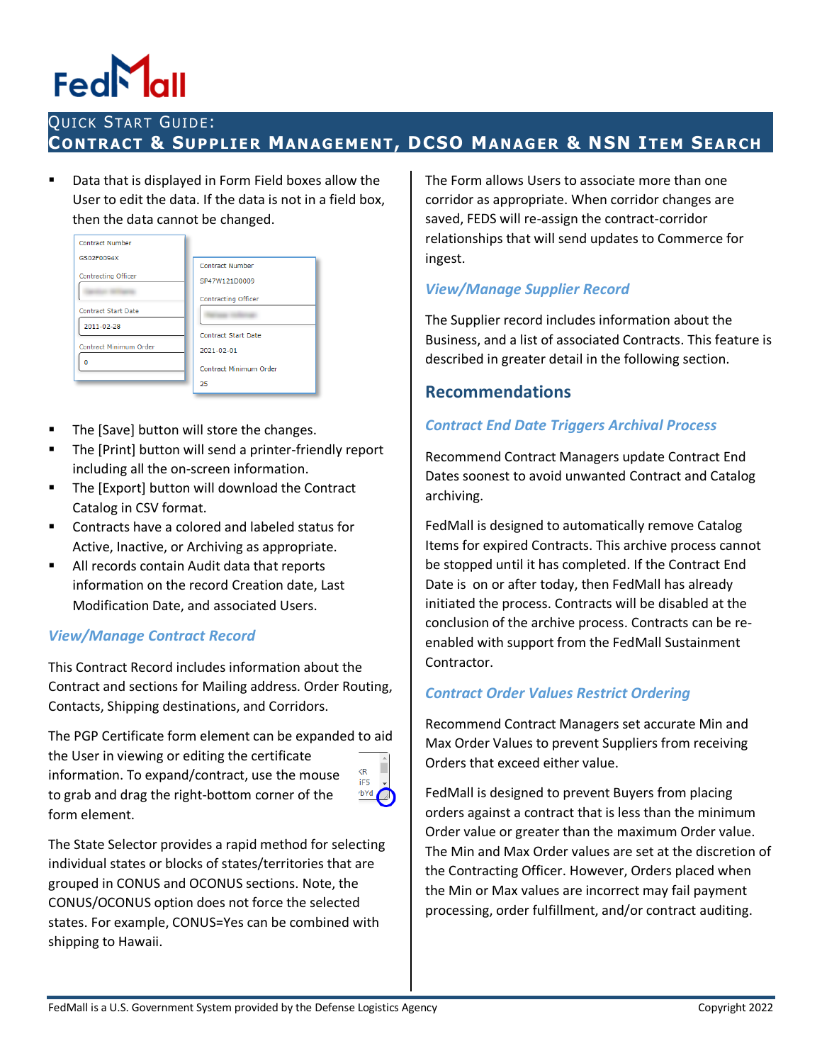- Data that is displayed in Form Field boxes allow the User to edit the data. If the data is not in a field box, then the data cannot be changed.

- The [Save] button will store the changes.
- The [Print] button will send a printer-friendly report including all the on-screen information.
- The [Export] button will download the Contract Catalog in CSV format.
- Contracts have a colored and labeled status for Active, Inactive, or Archiving as appropriate.
- All records contain Audit data that reports information on the record Creation date, Last Modification Date, and associated Users.

### *View/Manage Contract Record*

This Contract Record includes information about the Contract and sections for Mailing address. Order Routing, Contacts, Shipping destinations, and Corridors.

The PGP Certificate form element can be expanded to aid the User in viewing or editing the certificate information. To expand/contract, use the mouse to grab and drag the right-bottom corner of the form element.

The State Selector provides a rapid method for selecting individual states or blocks of states/territories that are grouped in CONUS and OCONUS sections. Note, the CONUS/OCONUS option does not force the selected states. For example, CONUS=Yes can be combined with shipping to Hawaii.

The Form allows Users to associate more than one corridor as appropriate. When corridor changes are saved, FEDS will re-assign the contract-corridor relationships that will send updates to Commerce for ingest.

### *View/Manage Supplier Record*

The Supplier record includes information about the Business, and a list of associated Contracts. This feature is described in greater detail in the following section.

## Recommendations

### *Contract End Date Triggers Archival Process*

Recommend Contract Managers update Contract End Dates soonest to avoid unwanted Contract and Catalog archiving.

FedMall is designed to automatically remove Catalog Items for expired Contracts. This archive process cannot be stopped until it has completed. If the Contract End Date is on or after today, then FedMall has already initiated the process. Contracts will be disabled at the conclusion of the archive process. Contracts can be re-enabled with support from the FedMall Sustainment Contractor.

### *Contract Order Values Restrict Ordering*

Recommend Contract Managers set accurate Min and Max Order Values to prevent Suppliers from receiving Orders that exceed either value.

FedMall is designed to prevent Buyers from placing orders against a contract that is less than the minimum Order value or greater than the maximum Order value. The Min and Max Order values are set at the discretion of the Contracting Officer. However, Orders placed when the Min or Max values are incorrect may fail payment processing, order fulfillment, and/or contract auditing.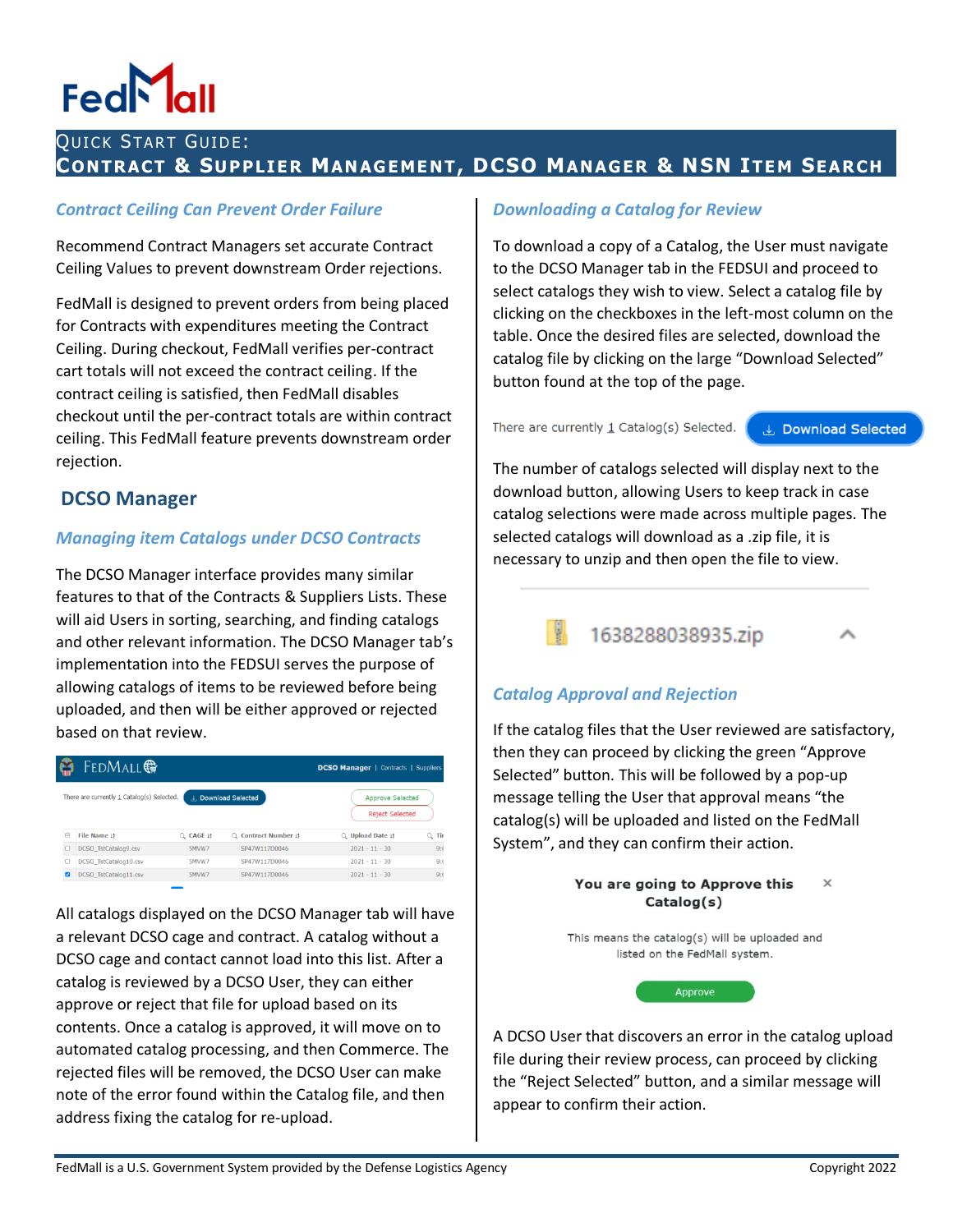# QUICK START GUIDE:
## CONTRACT & SUPPLIER MANAGEMENT, DCSO MANAGER & NSN ITEM SEARCH

### *Contract Ceiling Can Prevent Order Failure*

Recommend Contract Managers set accurate Contract Ceiling Values to prevent downstream Order rejections.

FedMall is designed to prevent orders from being placed for Contracts with expenditures meeting the Contract Ceiling. During checkout, FedMall verifies per-contract cart totals will not exceed the contract ceiling. If the contract ceiling is satisfied, then FedMall disables checkout until the per-contract totals are within contract ceiling. This FedMall feature prevents downstream order rejection.

## DCSO Manager

### *Managing item Catalogs under DCSO Contracts*

The DCSO Manager interface provides many similar features to that of the Contracts & Suppliers Lists. These will aid Users in sorting, searching, and finding catalogs and other relevant information. The DCSO Manager tab's implementation into the FEDSUI serves the purpose of allowing catalogs of items to be reviewed before being uploaded, and then will be either approved or rejected based on that review.

All catalogs displayed on the DCSO Manager tab will have a relevant DCSO cage and contract. A catalog without a DCSO cage and contact cannot load into this list. After a catalog is reviewed by a DCSO User, they can either approve or reject that file for upload based on its contents. Once a catalog is approved, it will move on to automated catalog processing, and then Commerce. The rejected files will be removed, the DCSO User can make note of the error found within the Catalog file, and then address fixing the catalog for re-upload.

### *Downloading a Catalog for Review*

To download a copy of a Catalog, the User must navigate to the DCSO Manager tab in the FEDSUI and proceed to select catalogs they wish to view. Select a catalog file by clicking on the checkboxes in the left-most column on the table. Once the desired files are selected, download the catalog file by clicking on the large "Download Selected" button found at the top of the page.

The number of catalogs selected will display next to the download button, allowing Users to keep track in case catalog selections were made across multiple pages. The selected catalogs will download as a .zip file, it is necessary to unzip and then open the file to view.

### *Catalog Approval and Rejection*

If the catalog files that the User reviewed are satisfactory, then they can proceed by clicking the green "Approve Selected" button. This will be followed by a pop-up message telling the User that approval means "the catalog(s) will be uploaded and listed on the FedMall System", and they can confirm their action.

A DCSO User that discovers an error in the catalog upload file during their review process, can proceed by clicking the "Reject Selected" button, and a similar message will appear to confirm their action.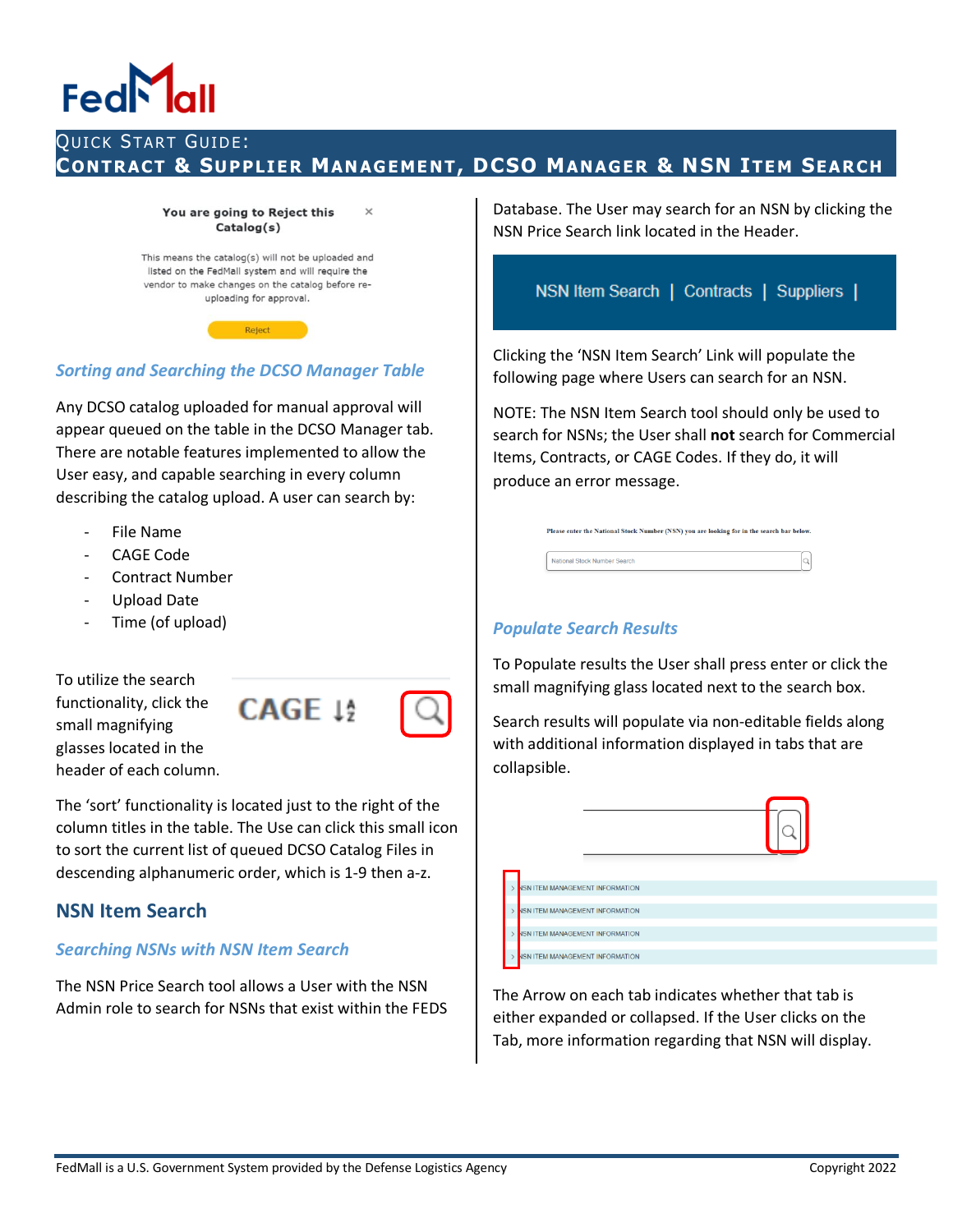# Quick Start Guide:
## Contract & Supplier Management, DCSO Manager & NSN Item Search

You are going to Reject this Catalog(s)

This means the catalog(s) will not be uploaded and listed on the FedMall system and will require the vendor to make changes on the catalog before re-uploading for approval.

Reject

### *Sorting and Searching the DCSO Manager Table*

Any DCSO catalog uploaded for manual approval will appear queued on the table in the DCSO Manager tab. There are notable features implemented to allow the User easy, and capable searching in every column describing the catalog upload. A user can search by:

- File Name
- CAGE Code
- Contract Number
- Upload Date
- Time (of upload)

To utilize the search functionality, click the small magnifying glasses located in the header of each column.

CAGE

The 'sort' functionality is located just to the right of the column titles in the table. The Use can click this small icon to sort the current list of queued DCSO Catalog Files in descending alphanumeric order, which is 1-9 then a-z.

## NSN Item Search

### *Searching NSNs with NSN Item Search*

The NSN Price Search tool allows a User with the NSN Admin role to search for NSNs that exist within the FEDS Database. The User may search for an NSN by clicking the NSN Price Search link located in the Header.

NSN Item Search | Contracts | Suppliers |

Clicking the 'NSN Item Search' Link will populate the following page where Users can search for an NSN.

NOTE: The NSN Item Search tool should only be used to search for NSNs; the User shall **not** search for Commercial Items, Contracts, or CAGE Codes. If they do, it will produce an error message.

Please enter the National Stock Number (NSN) you are looking for in the search bar below.

National Stock Number Search

### *Populate Search Results*

To Populate results the User shall press enter or click the small magnifying glass located next to the search box.

Search results will populate via non-editable fields along with additional information displayed in tabs that are collapsible.

NSN ITEM MANAGEMENT INFORMATION

NSN ITEM MANAGEMENT INFORMATION

NSN ITEM MANAGEMENT INFORMATION

NSN ITEM MANAGEMENT INFORMATION

The Arrow on each tab indicates whether that tab is either expanded or collapsed. If the User clicks on the Tab, more information regarding that NSN will display.

FedMall is a U.S. Government System provided by the Defense Logistics Agency

Copyright 2022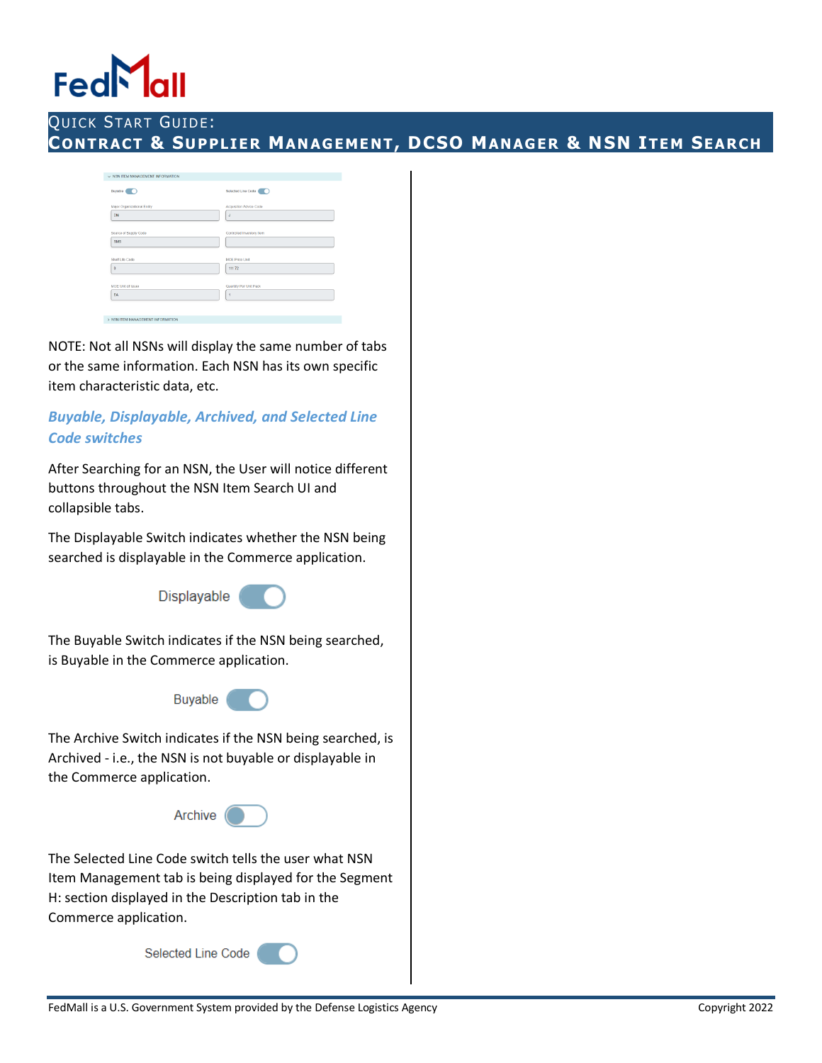NOTE: Not all NSNs will display the same number of tabs or the same information. Each NSN has its own specific item characteristic data, etc.

### *Buyable, Displayable, Archived, and Selected Line Code switches*

After Searching for an NSN, the User will notice different buttons throughout the NSN Item Search UI and collapsible tabs.

The Displayable Switch indicates whether the NSN being searched is displayable in the Commerce application.

Displayable

The Buyable Switch indicates if the NSN being searched, is Buyable in the Commerce application.

Buyable

The Archive Switch indicates if the NSN being searched, is Archived - i.e., the NSN is not buyable or displayable in the Commerce application.

Archive

The Selected Line Code switch tells the user what NSN Item Management tab is being displayed for the Segment H: section displayed in the Description tab in the Commerce application.

Selected Line Code